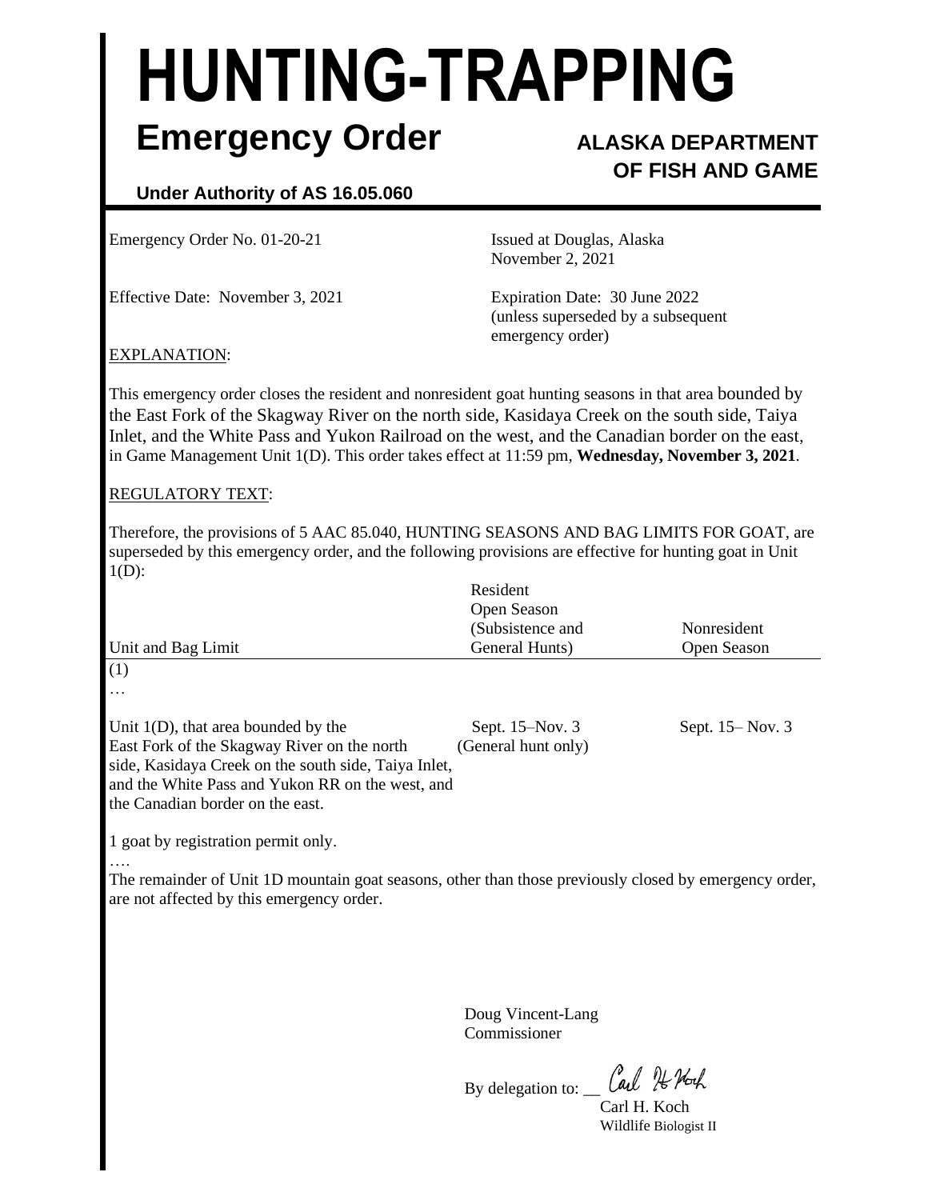# HUNTING-TRAPPING

## Emergency Order

**ALASKA DEPARTMENT OF FISH AND GAME**

**Under Authority of AS 16.05.060**

Emergency Order No. 01-20-21

Issued at Douglas, Alaska
November 2, 2021

Effective Date: November 3, 2021

Expiration Date: 30 June 2022
(unless superseded by a subsequent emergency order)

EXPLANATION:

This emergency order closes the resident and nonresident goat hunting seasons in that area bounded by the East Fork of the Skagway River on the north side, Kasidaya Creek on the south side, Taiya Inlet, and the White Pass and Yukon Railroad on the west, and the Canadian border on the east, in Game Management Unit 1(D). This order takes effect at 11:59 pm, **Wednesday, November 3, 2021**.

REGULATORY TEXT:

Therefore, the provisions of 5 AAC 85.040, HUNTING SEASONS AND BAG LIMITS FOR GOAT, are superseded by this emergency order, and the following provisions are effective for hunting goat in Unit 1(D):

| Unit and Bag Limit | Resident Open Season (Subsistence and General Hunts) | Nonresident Open Season |
|---|---|---|
| (1) | | |
| … | | |
| Unit 1(D), that area bounded by the East Fork of the Skagway River on the north side, Kasidaya Creek on the south side, Taiya Inlet, and the White Pass and Yukon RR on the west, and the Canadian border on the east. | Sept. 15–Nov. 3 (General hunt only) | Sept. 15– Nov. 3 |
| 1 goat by registration permit only. | | |
| …. | | |

The remainder of Unit 1D mountain goat seasons, other than those previously closed by emergency order, are not affected by this emergency order.

Doug Vincent-Lang
Commissioner

By delegation to: Carl H. Koch
Carl H. Koch
Wildlife Biologist II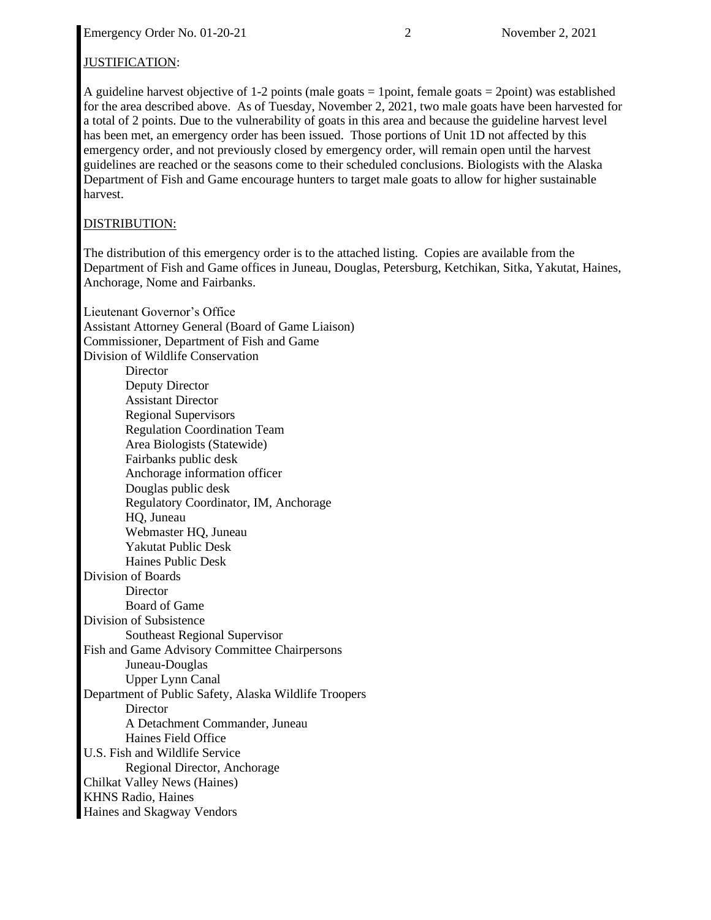JUSTIFICATION:

A guideline harvest objective of 1-2 points (male goats = 1point, female goats = 2point) was established for the area described above. As of Tuesday, November 2, 2021, two male goats have been harvested for a total of 2 points. Due to the vulnerability of goats in this area and because the guideline harvest level has been met, an emergency order has been issued. Those portions of Unit 1D not affected by this emergency order, and not previously closed by emergency order, will remain open until the harvest guidelines are reached or the seasons come to their scheduled conclusions. Biologists with the Alaska Department of Fish and Game encourage hunters to target male goats to allow for higher sustainable harvest.

DISTRIBUTION:

The distribution of this emergency order is to the attached listing. Copies are available from the Department of Fish and Game offices in Juneau, Douglas, Petersburg, Ketchikan, Sitka, Yakutat, Haines, Anchorage, Nome and Fairbanks.

Lieutenant Governor's Office
Assistant Attorney General (Board of Game Liaison)
Commissioner, Department of Fish and Game
Division of Wildlife Conservation
- Director
- Deputy Director
- Assistant Director
- Regional Supervisors
- Regulation Coordination Team
- Area Biologists (Statewide)
- Fairbanks public desk
- Anchorage information officer
- Douglas public desk
- Regulatory Coordinator, IM, Anchorage
- HQ, Juneau
- Webmaster HQ, Juneau
- Yakutat Public Desk
- Haines Public Desk

Division of Boards
- Director
- Board of Game

Division of Subsistence
- Southeast Regional Supervisor

Fish and Game Advisory Committee Chairpersons
- Juneau-Douglas
- Upper Lynn Canal

Department of Public Safety, Alaska Wildlife Troopers
- Director
- A Detachment Commander, Juneau
- Haines Field Office

U.S. Fish and Wildlife Service
- Regional Director, Anchorage

Chilkat Valley News (Haines)
KHNS Radio, Haines
Haines and Skagway Vendors